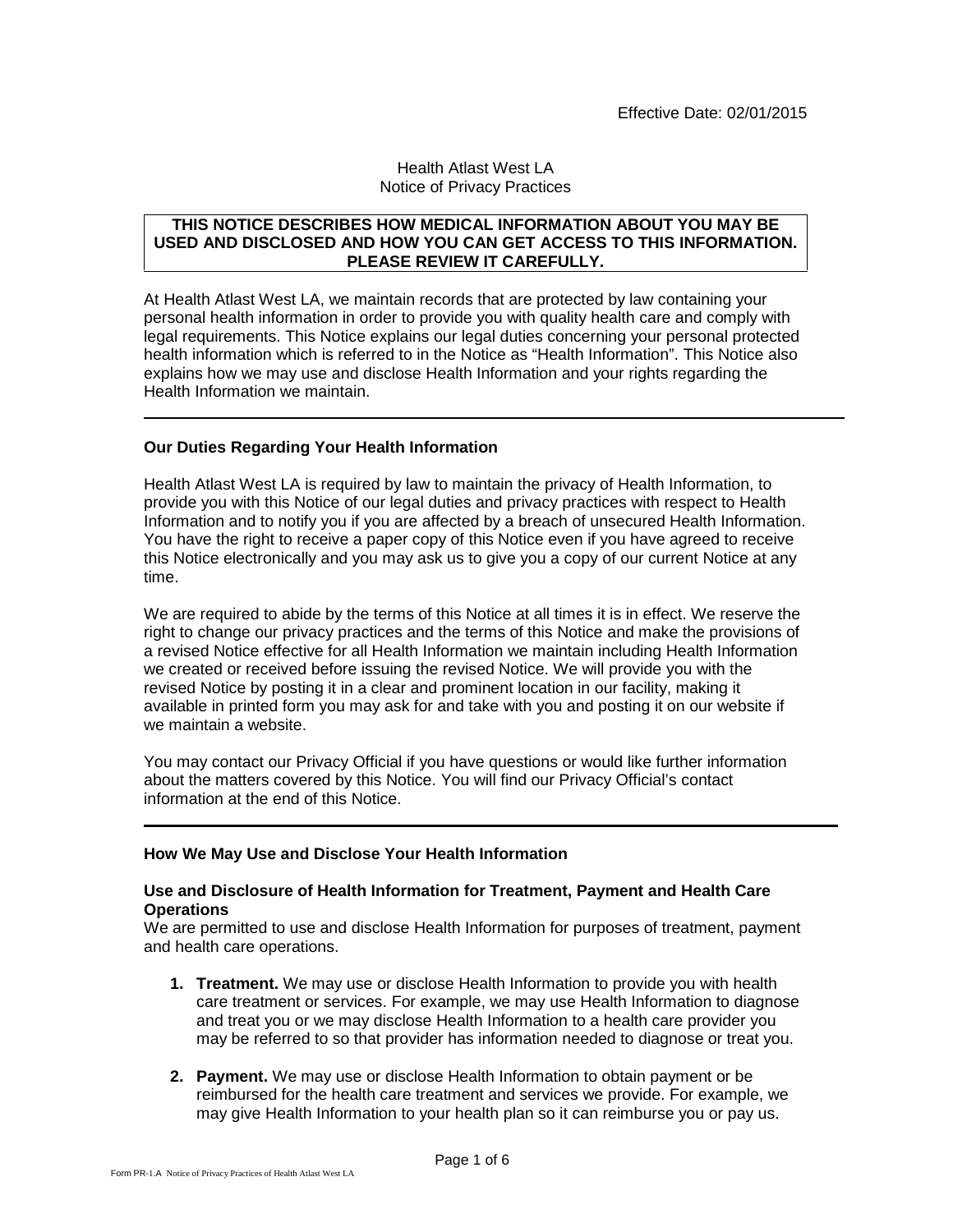Effective Date: 02/01/2015

# Health Atlast West LA
## Notice of Privacy Practices

**THIS NOTICE DESCRIBES HOW MEDICAL INFORMATION ABOUT YOU MAY BE USED AND DISCLOSED AND HOW YOU CAN GET ACCESS TO THIS INFORMATION. PLEASE REVIEW IT CAREFULLY.**

At Health Atlast West LA, we maintain records that are protected by law containing your personal health information in order to provide you with quality health care and comply with legal requirements. This Notice explains our legal duties concerning your personal protected health information which is referred to in the Notice as "Health Information". This Notice also explains how we may use and disclose Health Information and your rights regarding the Health Information we maintain.

---

### Our Duties Regarding Your Health Information

Health Atlast West LA is required by law to maintain the privacy of Health Information, to provide you with this Notice of our legal duties and privacy practices with respect to Health Information and to notify you if you are affected by a breach of unsecured Health Information. You have the right to receive a paper copy of this Notice even if you have agreed to receive this Notice electronically and you may ask us to give you a copy of our current Notice at any time.

We are required to abide by the terms of this Notice at all times it is in effect. We reserve the right to change our privacy practices and the terms of this Notice and make the provisions of a revised Notice effective for all Health Information we maintain including Health Information we created or received before issuing the revised Notice. We will provide you with the revised Notice by posting it in a clear and prominent location in our facility, making it available in printed form you may ask for and take with you and posting it on our website if we maintain a website.

You may contact our Privacy Official if you have questions or would like further information about the matters covered by this Notice. You will find our Privacy Official's contact information at the end of this Notice.

---

### How We May Use and Disclose Your Health Information

#### Use and Disclosure of Health Information for Treatment, Payment and Health Care Operations

We are permitted to use and disclose Health Information for purposes of treatment, payment and health care operations.

1. **Treatment.** We may use or disclose Health Information to provide you with health care treatment or services. For example, we may use Health Information to diagnose and treat you or we may disclose Health Information to a health care provider you may be referred to so that provider has information needed to diagnose or treat you.

2. **Payment.** We may use or disclose Health Information to obtain payment or be reimbursed for the health care treatment and services we provide. For example, we may give Health Information to your health plan so it can reimburse you or pay us.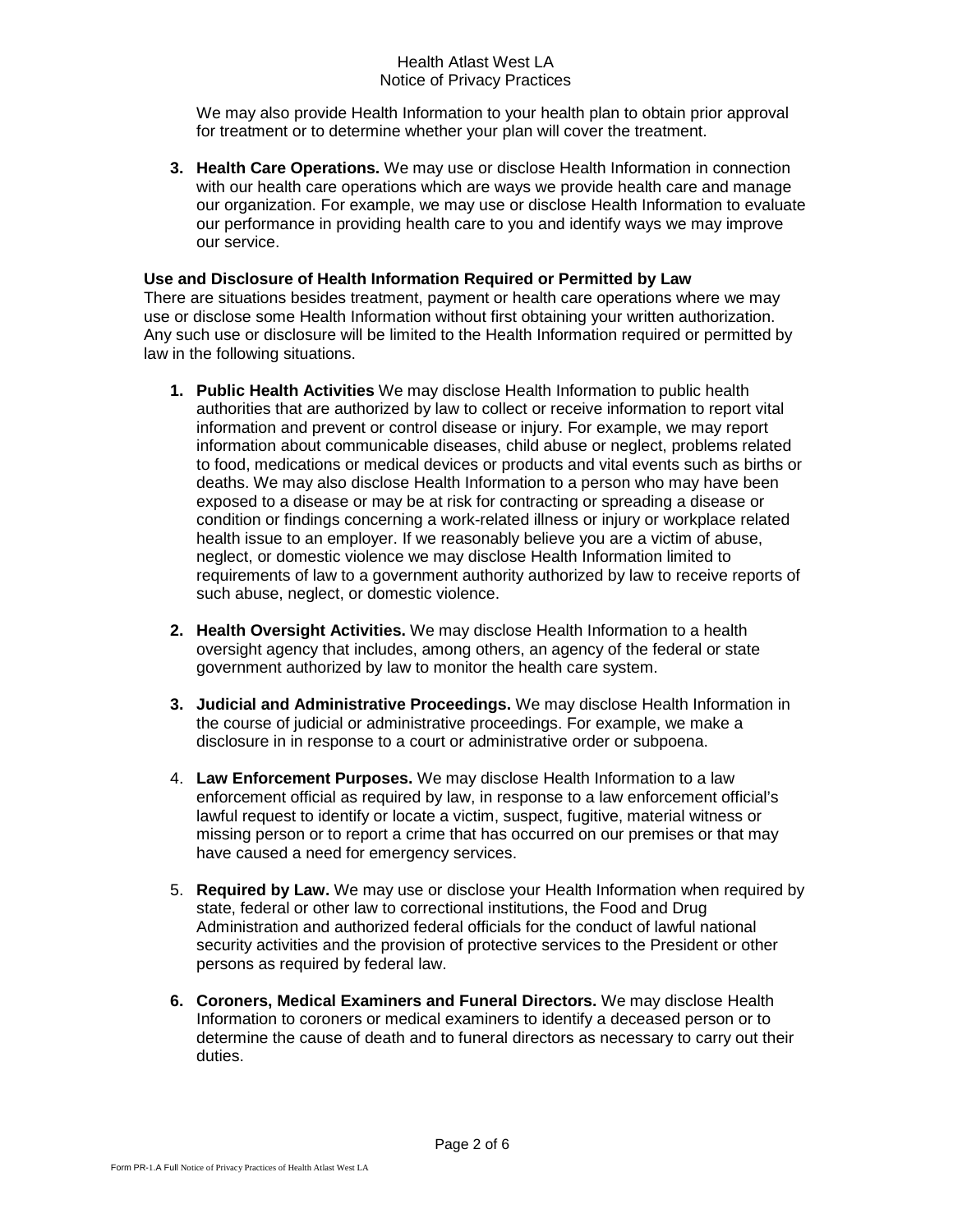We may also provide Health Information to your health plan to obtain prior approval for treatment or to determine whether your plan will cover the treatment.

3. **Health Care Operations.** We may use or disclose Health Information in connection with our health care operations which are ways we provide health care and manage our organization. For example, we may use or disclose Health Information to evaluate our performance in providing health care to you and identify ways we may improve our service.

**Use and Disclosure of Health Information Required or Permitted by Law**

There are situations besides treatment, payment or health care operations where we may use or disclose some Health Information without first obtaining your written authorization. Any such use or disclosure will be limited to the Health Information required or permitted by law in the following situations.

1. **Public Health Activities** We may disclose Health Information to public health authorities that are authorized by law to collect or receive information to report vital information and prevent or control disease or injury. For example, we may report information about communicable diseases, child abuse or neglect, problems related to food, medications or medical devices or products and vital events such as births or deaths. We may also disclose Health Information to a person who may have been exposed to a disease or may be at risk for contracting or spreading a disease or condition or findings concerning a work-related illness or injury or workplace related health issue to an employer. If we reasonably believe you are a victim of abuse, neglect, or domestic violence we may disclose Health Information limited to requirements of law to a government authority authorized by law to receive reports of such abuse, neglect, or domestic violence.

2. **Health Oversight Activities.** We may disclose Health Information to a health oversight agency that includes, among others, an agency of the federal or state government authorized by law to monitor the health care system.

3. **Judicial and Administrative Proceedings.** We may disclose Health Information in the course of judicial or administrative proceedings. For example, we make a disclosure in in response to a court or administrative order or subpoena.

4. **Law Enforcement Purposes.** We may disclose Health Information to a law enforcement official as required by law, in response to a law enforcement official's lawful request to identify or locate a victim, suspect, fugitive, material witness or missing person or to report a crime that has occurred on our premises or that may have caused a need for emergency services.

5. **Required by Law.** We may use or disclose your Health Information when required by state, federal or other law to correctional institutions, the Food and Drug Administration and authorized federal officials for the conduct of lawful national security activities and the provision of protective services to the President or other persons as required by federal law.

6. **Coroners, Medical Examiners and Funeral Directors.** We may disclose Health Information to coroners or medical examiners to identify a deceased person or to determine the cause of death and to funeral directors as necessary to carry out their duties.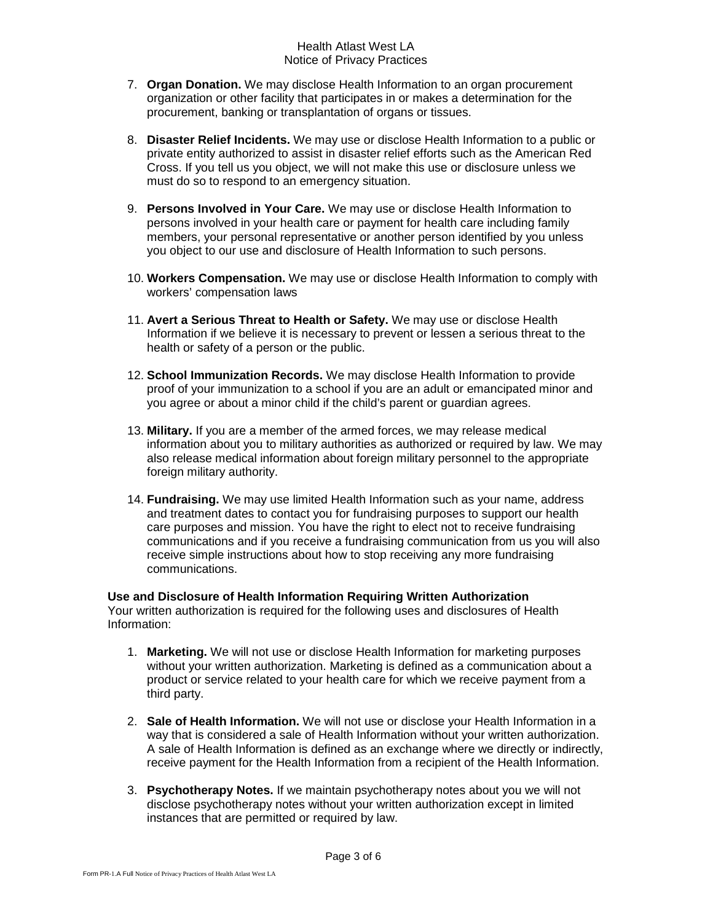7. **Organ Donation.** We may disclose Health Information to an organ procurement organization or other facility that participates in or makes a determination for the procurement, banking or transplantation of organs or tissues.

8. **Disaster Relief Incidents.** We may use or disclose Health Information to a public or private entity authorized to assist in disaster relief efforts such as the American Red Cross. If you tell us you object, we will not make this use or disclosure unless we must do so to respond to an emergency situation.

9. **Persons Involved in Your Care.** We may use or disclose Health Information to persons involved in your health care or payment for health care including family members, your personal representative or another person identified by you unless you object to our use and disclosure of Health Information to such persons.

10. **Workers Compensation.** We may use or disclose Health Information to comply with workers' compensation laws

11. **Avert a Serious Threat to Health or Safety.** We may use or disclose Health Information if we believe it is necessary to prevent or lessen a serious threat to the health or safety of a person or the public.

12. **School Immunization Records.** We may disclose Health Information to provide proof of your immunization to a school if you are an adult or emancipated minor and you agree or about a minor child if the child's parent or guardian agrees.

13. **Military.** If you are a member of the armed forces, we may release medical information about you to military authorities as authorized or required by law. We may also release medical information about foreign military personnel to the appropriate foreign military authority.

14. **Fundraising.** We may use limited Health Information such as your name, address and treatment dates to contact you for fundraising purposes to support our health care purposes and mission. You have the right to elect not to receive fundraising communications and if you receive a fundraising communication from us you will also receive simple instructions about how to stop receiving any more fundraising communications.

**Use and Disclosure of Health Information Requiring Written Authorization**
Your written authorization is required for the following uses and disclosures of Health Information:

1. **Marketing.** We will not use or disclose Health Information for marketing purposes without your written authorization. Marketing is defined as a communication about a product or service related to your health care for which we receive payment from a third party.

2. **Sale of Health Information.** We will not use or disclose your Health Information in a way that is considered a sale of Health Information without your written authorization. A sale of Health Information is defined as an exchange where we directly or indirectly, receive payment for the Health Information from a recipient of the Health Information.

3. **Psychotherapy Notes.** If we maintain psychotherapy notes about you we will not disclose psychotherapy notes without your written authorization except in limited instances that are permitted or required by law.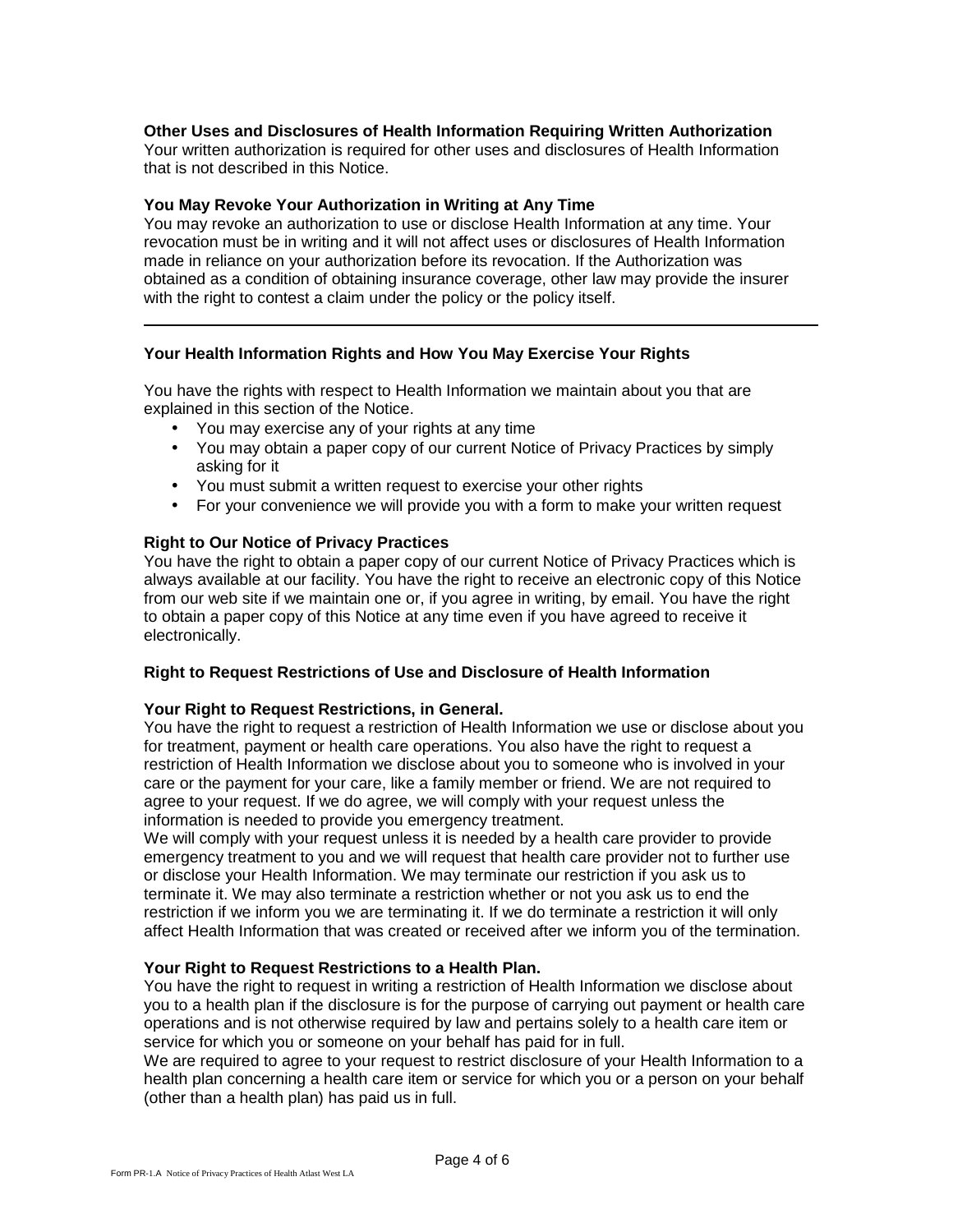**Other Uses and Disclosures of Health Information Requiring Written Authorization**
Your written authorization is required for other uses and disclosures of Health Information that is not described in this Notice.

**You May Revoke Your Authorization in Writing at Any Time**
You may revoke an authorization to use or disclose Health Information at any time. Your revocation must be in writing and it will not affect uses or disclosures of Health Information made in reliance on your authorization before its revocation. If the Authorization was obtained as a condition of obtaining insurance coverage, other law may provide the insurer with the right to contest a claim under the policy or the policy itself.

---

## Your Health Information Rights and How You May Exercise Your Rights

You have the rights with respect to Health Information we maintain about you that are explained in this section of the Notice.

- You may exercise any of your rights at any time
- You may obtain a paper copy of our current Notice of Privacy Practices by simply asking for it
- You must submit a written request to exercise your other rights
- For your convenience we will provide you with a form to make your written request

**Right to Our Notice of Privacy Practices**
You have the right to obtain a paper copy of our current Notice of Privacy Practices which is always available at our facility. You have the right to receive an electronic copy of this Notice from our web site if we maintain one or, if you agree in writing, by email. You have the right to obtain a paper copy of this Notice at any time even if you have agreed to receive it electronically.

**Right to Request Restrictions of Use and Disclosure of Health Information**

**Your Right to Request Restrictions, in General.**
You have the right to request a restriction of Health Information we use or disclose about you for treatment, payment or health care operations. You also have the right to request a restriction of Health Information we disclose about you to someone who is involved in your care or the payment for your care, like a family member or friend. We are not required to agree to your request. If we do agree, we will comply with your request unless the information is needed to provide you emergency treatment.
We will comply with your request unless it is needed by a health care provider to provide emergency treatment to you and we will request that health care provider not to further use or disclose your Health Information. We may terminate our restriction if you ask us to terminate it. We may also terminate a restriction whether or not you ask us to end the restriction if we inform you we are terminating it. If we do terminate a restriction it will only affect Health Information that was created or received after we inform you of the termination.

**Your Right to Request Restrictions to a Health Plan.**
You have the right to request in writing a restriction of Health Information we disclose about you to a health plan if the disclosure is for the purpose of carrying out payment or health care operations and is not otherwise required by law and pertains solely to a health care item or service for which you or someone on your behalf has paid for in full.
We are required to agree to your request to restrict disclosure of your Health Information to a health plan concerning a health care item or service for which you or a person on your behalf (other than a health plan) has paid us in full.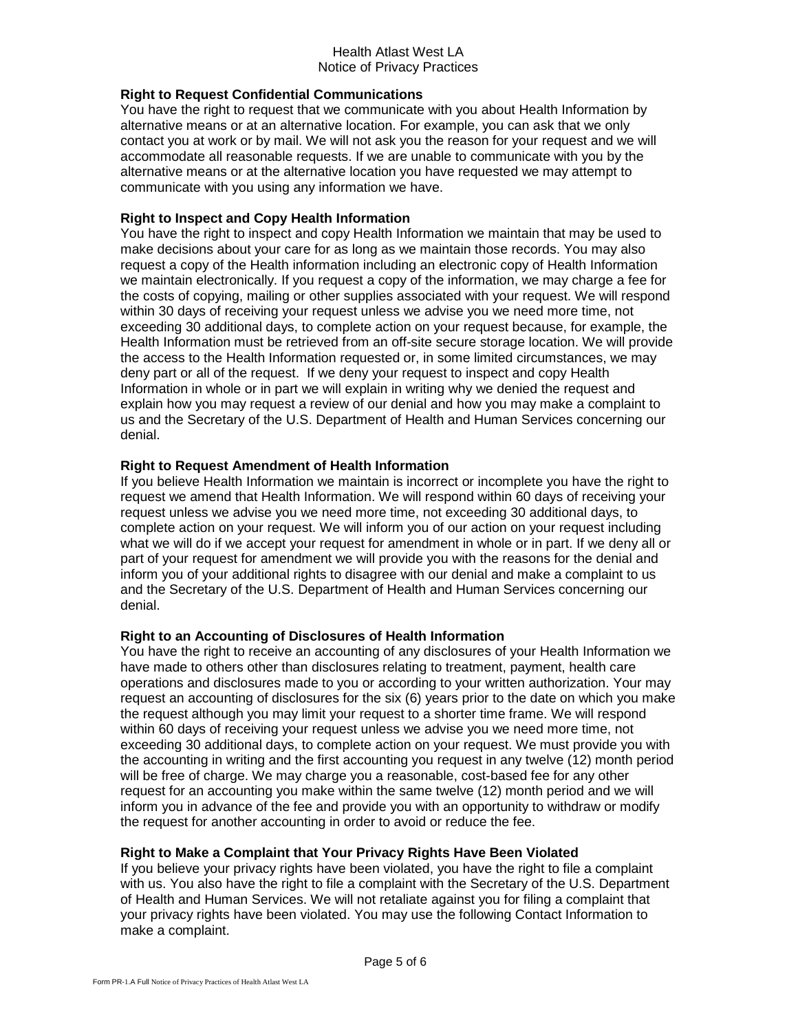### Right to Request Confidential Communications

You have the right to request that we communicate with you about Health Information by alternative means or at an alternative location. For example, you can ask that we only contact you at work or by mail. We will not ask you the reason for your request and we will accommodate all reasonable requests. If we are unable to communicate with you by the alternative means or at the alternative location you have requested we may attempt to communicate with you using any information we have.

### Right to Inspect and Copy Health Information

You have the right to inspect and copy Health Information we maintain that may be used to make decisions about your care for as long as we maintain those records. You may also request a copy of the Health information including an electronic copy of Health Information we maintain electronically. If you request a copy of the information, we may charge a fee for the costs of copying, mailing or other supplies associated with your request. We will respond within 30 days of receiving your request unless we advise you we need more time, not exceeding 30 additional days, to complete action on your request because, for example, the Health Information must be retrieved from an off-site secure storage location. We will provide the access to the Health Information requested or, in some limited circumstances, we may deny part or all of the request. If we deny your request to inspect and copy Health Information in whole or in part we will explain in writing why we denied the request and explain how you may request a review of our denial and how you may make a complaint to us and the Secretary of the U.S. Department of Health and Human Services concerning our denial.

### Right to Request Amendment of Health Information

If you believe Health Information we maintain is incorrect or incomplete you have the right to request we amend that Health Information. We will respond within 60 days of receiving your request unless we advise you we need more time, not exceeding 30 additional days, to complete action on your request. We will inform you of our action on your request including what we will do if we accept your request for amendment in whole or in part. If we deny all or part of your request for amendment we will provide you with the reasons for the denial and inform you of your additional rights to disagree with our denial and make a complaint to us and the Secretary of the U.S. Department of Health and Human Services concerning our denial.

### Right to an Accounting of Disclosures of Health Information

You have the right to receive an accounting of any disclosures of your Health Information we have made to others other than disclosures relating to treatment, payment, health care operations and disclosures made to you or according to your written authorization. Your may request an accounting of disclosures for the six (6) years prior to the date on which you make the request although you may limit your request to a shorter time frame. We will respond within 60 days of receiving your request unless we advise you we need more time, not exceeding 30 additional days, to complete action on your request. We must provide you with the accounting in writing and the first accounting you request in any twelve (12) month period will be free of charge. We may charge you a reasonable, cost-based fee for any other request for an accounting you make within the same twelve (12) month period and we will inform you in advance of the fee and provide you with an opportunity to withdraw or modify the request for another accounting in order to avoid or reduce the fee.

### Right to Make a Complaint that Your Privacy Rights Have Been Violated

If you believe your privacy rights have been violated, you have the right to file a complaint with us. You also have the right to file a complaint with the Secretary of the U.S. Department of Health and Human Services. We will not retaliate against you for filing a complaint that your privacy rights have been violated. You may use the following Contact Information to make a complaint.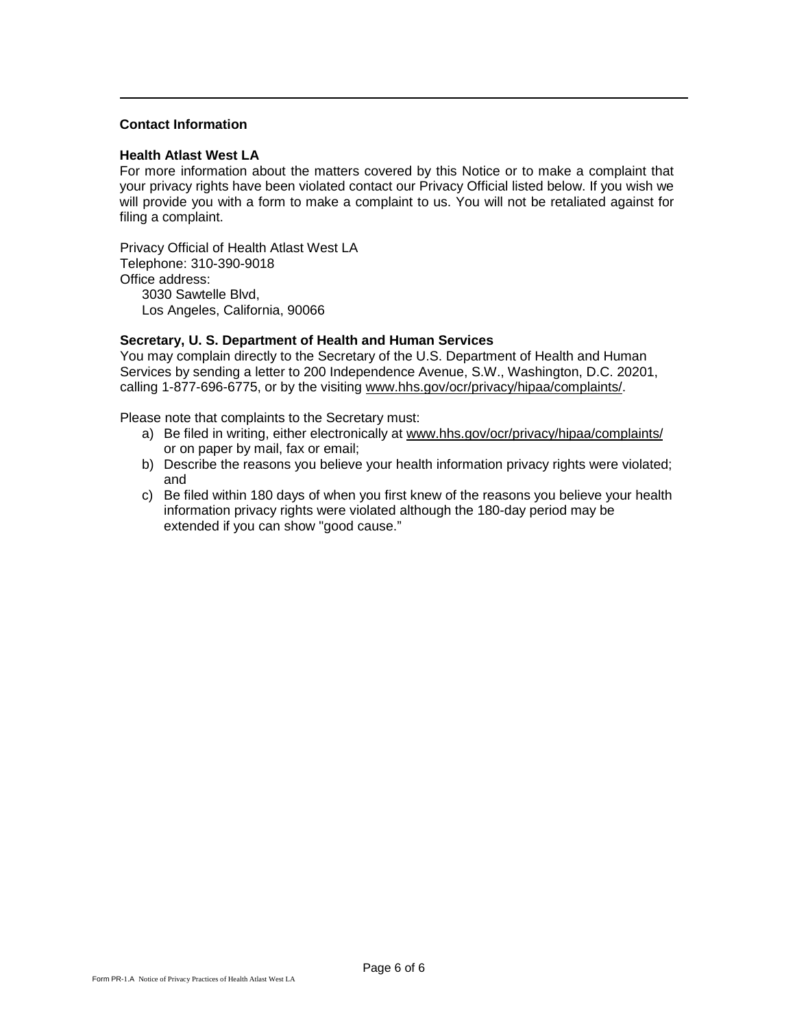## Contact Information

### Health Atlast West LA

For more information about the matters covered by this Notice or to make a complaint that your privacy rights have been violated contact our Privacy Official listed below. If you wish we will provide you with a form to make a complaint to us. You will not be retaliated against for filing a complaint.

Privacy Official of Health Atlast West LA
Telephone: 310-390-9018
Office address:
3030 Sawtelle Blvd,
Los Angeles, California, 90066

### Secretary, U. S. Department of Health and Human Services

You may complain directly to the Secretary of the U.S. Department of Health and Human Services by sending a letter to 200 Independence Avenue, S.W., Washington, D.C. 20201, calling 1-877-696-6775, or by the visiting www.hhs.gov/ocr/privacy/hipaa/complaints/.

Please note that complaints to the Secretary must:

a) Be filed in writing, either electronically at www.hhs.gov/ocr/privacy/hipaa/complaints/ or on paper by mail, fax or email;
b) Describe the reasons you believe your health information privacy rights were violated; and
c) Be filed within 180 days of when you first knew of the reasons you believe your health information privacy rights were violated although the 180-day period may be extended if you can show "good cause."